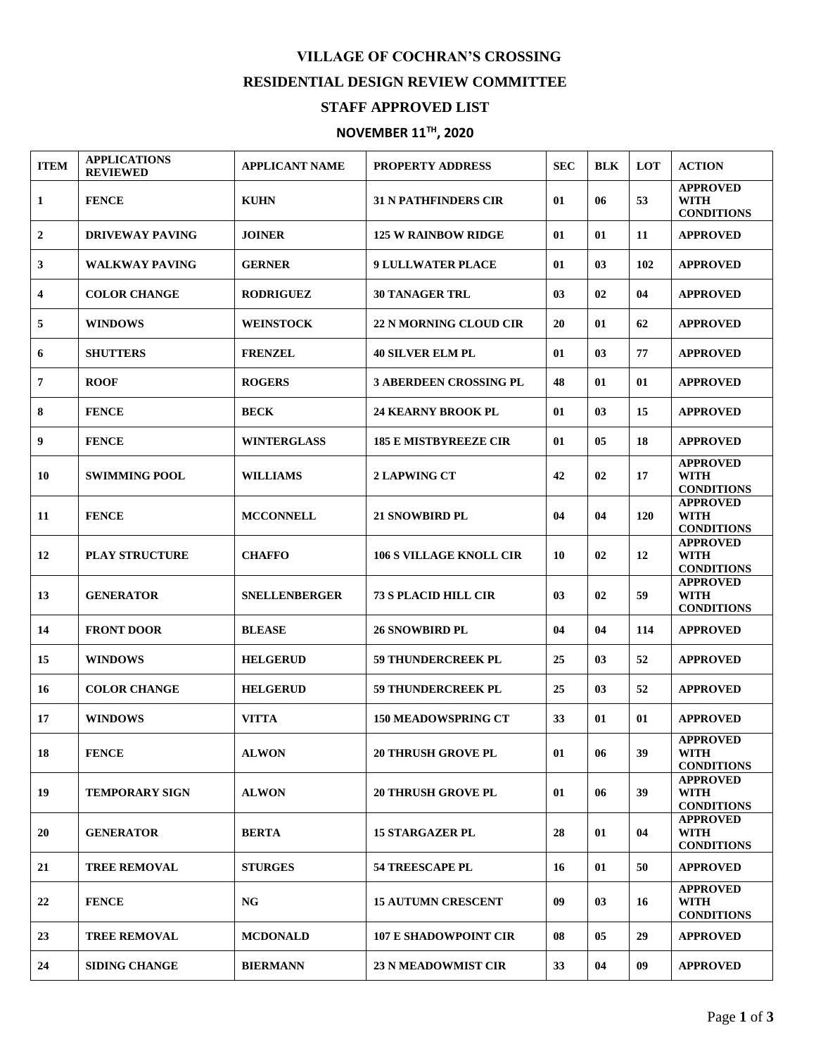# VILLAGE OF COCHRAN'S CROSSING

## RESIDENTIAL DESIGN REVIEW COMMITTEE

## STAFF APPROVED LIST

## NOVEMBER 11TH, 2020

| ITEM | APPLICATIONS REVIEWED | APPLICANT NAME | PROPERTY ADDRESS | SEC | BLK | LOT | ACTION |
|---|---|---|---|---|---|---|---|
| 1 | FENCE | KUHN | 31 N PATHFINDERS CIR | 01 | 06 | 53 | APPROVED WITH CONDITIONS |
| 2 | DRIVEWAY PAVING | JOINER | 125 W RAINBOW RIDGE | 01 | 01 | 11 | APPROVED |
| 3 | WALKWAY PAVING | GERNER | 9 LULLWATER PLACE | 01 | 03 | 102 | APPROVED |
| 4 | COLOR CHANGE | RODRIGUEZ | 30 TANAGER TRL | 03 | 02 | 04 | APPROVED |
| 5 | WINDOWS | WEINSTOCK | 22 N MORNING CLOUD CIR | 20 | 01 | 62 | APPROVED |
| 6 | SHUTTERS | FRENZEL | 40 SILVER ELM PL | 01 | 03 | 77 | APPROVED |
| 7 | ROOF | ROGERS | 3 ABERDEEN CROSSING PL | 48 | 01 | 01 | APPROVED |
| 8 | FENCE | BECK | 24 KEARNY BROOK PL | 01 | 03 | 15 | APPROVED |
| 9 | FENCE | WINTERGLASS | 185 E MISTBYREEZE CIR | 01 | 05 | 18 | APPROVED |
| 10 | SWIMMING POOL | WILLIAMS | 2 LAPWING CT | 42 | 02 | 17 | APPROVED WITH CONDITIONS |
| 11 | FENCE | MCCONNELL | 21 SNOWBIRD PL | 04 | 04 | 120 | APPROVED WITH CONDITIONS |
| 12 | PLAY STRUCTURE | CHAFFO | 106 S VILLAGE KNOLL CIR | 10 | 02 | 12 | APPROVED WITH CONDITIONS |
| 13 | GENERATOR | SNELLENBERGER | 73 S PLACID HILL CIR | 03 | 02 | 59 | APPROVED WITH CONDITIONS |
| 14 | FRONT DOOR | BLEASE | 26 SNOWBIRD PL | 04 | 04 | 114 | APPROVED |
| 15 | WINDOWS | HELGERUD | 59 THUNDERCREEK PL | 25 | 03 | 52 | APPROVED |
| 16 | COLOR CHANGE | HELGERUD | 59 THUNDERCREEK PL | 25 | 03 | 52 | APPROVED |
| 17 | WINDOWS | VITTA | 150 MEADOWSPRING CT | 33 | 01 | 01 | APPROVED |
| 18 | FENCE | ALWON | 20 THRUSH GROVE PL | 01 | 06 | 39 | APPROVED WITH CONDITIONS |
| 19 | TEMPORARY SIGN | ALWON | 20 THRUSH GROVE PL | 01 | 06 | 39 | APPROVED WITH CONDITIONS |
| 20 | GENERATOR | BERTA | 15 STARGAZER PL | 28 | 01 | 04 | APPROVED WITH CONDITIONS |
| 21 | TREE REMOVAL | STURGES | 54 TREESCAPE PL | 16 | 01 | 50 | APPROVED |
| 22 | FENCE | NG | 15 AUTUMN CRESCENT | 09 | 03 | 16 | APPROVED WITH CONDITIONS |
| 23 | TREE REMOVAL | MCDONALD | 107 E SHADOWPOINT CIR | 08 | 05 | 29 | APPROVED |
| 24 | SIDING CHANGE | BIERMANN | 23 N MEADOWMIST CIR | 33 | 04 | 09 | APPROVED |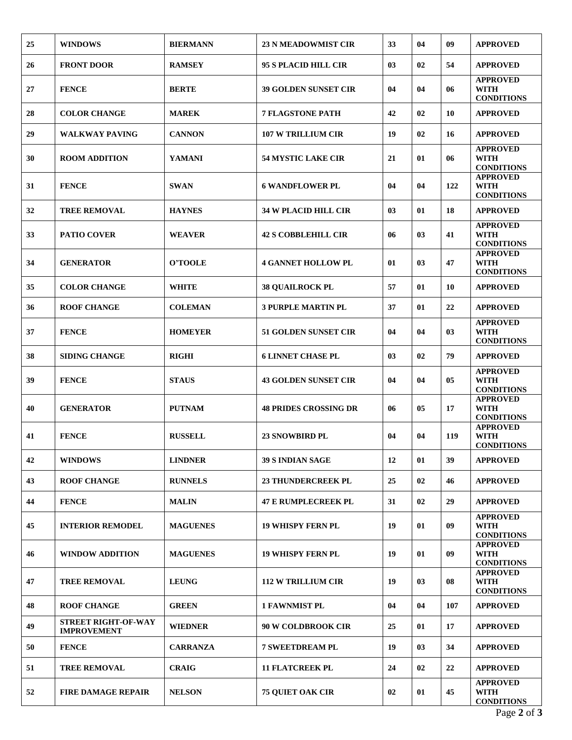| 25 | WINDOWS | BIERMANN | 23 N MEADOWMIST CIR | 33 | 04 | 09 | APPROVED |
|---|---|---|---|---|---|---|---|
| 26 | FRONT DOOR | RAMSEY | 95 S PLACID HILL CIR | 03 | 02 | 54 | APPROVED |
| 27 | FENCE | BERTE | 39 GOLDEN SUNSET CIR | 04 | 04 | 06 | APPROVED WITH CONDITIONS |
| 28 | COLOR CHANGE | MAREK | 7 FLAGSTONE PATH | 42 | 02 | 10 | APPROVED |
| 29 | WALKWAY PAVING | CANNON | 107 W TRILLIUM CIR | 19 | 02 | 16 | APPROVED |
| 30 | ROOM ADDITION | YAMANI | 54 MYSTIC LAKE CIR | 21 | 01 | 06 | APPROVED WITH CONDITIONS |
| 31 | FENCE | SWAN | 6 WANDFLOWER PL | 04 | 04 | 122 | APPROVED WITH CONDITIONS |
| 32 | TREE REMOVAL | HAYNES | 34 W PLACID HILL CIR | 03 | 01 | 18 | APPROVED |
| 33 | PATIO COVER | WEAVER | 42 S COBBLEHILL CIR | 06 | 03 | 41 | APPROVED WITH CONDITIONS |
| 34 | GENERATOR | O'TOOLE | 4 GANNET HOLLOW PL | 01 | 03 | 47 | APPROVED WITH CONDITIONS |
| 35 | COLOR CHANGE | WHITE | 38 QUAILROCK PL | 57 | 01 | 10 | APPROVED |
| 36 | ROOF CHANGE | COLEMAN | 3 PURPLE MARTIN PL | 37 | 01 | 22 | APPROVED |
| 37 | FENCE | HOMEYER | 51 GOLDEN SUNSET CIR | 04 | 04 | 03 | APPROVED WITH CONDITIONS |
| 38 | SIDING CHANGE | RIGHI | 6 LINNET CHASE PL | 03 | 02 | 79 | APPROVED |
| 39 | FENCE | STAUS | 43 GOLDEN SUNSET CIR | 04 | 04 | 05 | APPROVED WITH CONDITIONS |
| 40 | GENERATOR | PUTNAM | 48 PRIDES CROSSING DR | 06 | 05 | 17 | APPROVED WITH CONDITIONS |
| 41 | FENCE | RUSSELL | 23 SNOWBIRD PL | 04 | 04 | 119 | APPROVED WITH CONDITIONS |
| 42 | WINDOWS | LINDNER | 39 S INDIAN SAGE | 12 | 01 | 39 | APPROVED |
| 43 | ROOF CHANGE | RUNNELS | 23 THUNDERCREEK PL | 25 | 02 | 46 | APPROVED |
| 44 | FENCE | MALIN | 47 E RUMPLECREEK PL | 31 | 02 | 29 | APPROVED |
| 45 | INTERIOR REMODEL | MAGUENES | 19 WHISPY FERN PL | 19 | 01 | 09 | APPROVED WITH CONDITIONS |
| 46 | WINDOW ADDITION | MAGUENES | 19 WHISPY FERN PL | 19 | 01 | 09 | APPROVED WITH CONDITIONS |
| 47 | TREE REMOVAL | LEUNG | 112 W TRILLIUM CIR | 19 | 03 | 08 | APPROVED WITH CONDITIONS |
| 48 | ROOF CHANGE | GREEN | 1 FAWNMIST PL | 04 | 04 | 107 | APPROVED |
| 49 | STREET RIGHT-OF-WAY IMPROVEMENT | WIEDNER | 90 W COLDBROOK CIR | 25 | 01 | 17 | APPROVED |
| 50 | FENCE | CARRANZA | 7 SWEETDREAM PL | 19 | 03 | 34 | APPROVED |
| 51 | TREE REMOVAL | CRAIG | 11 FLATCREEK PL | 24 | 02 | 22 | APPROVED |
| 52 | FIRE DAMAGE REPAIR | NELSON | 75 QUIET OAK CIR | 02 | 01 | 45 | APPROVED WITH CONDITIONS |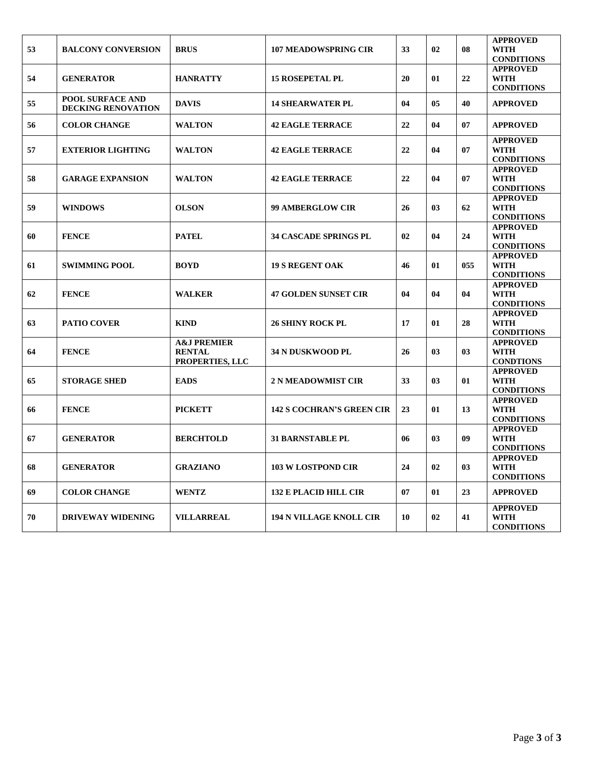| | | | | | | | |
|---|---|---|---|---|---|---|---|
| 53 | BALCONY CONVERSION | BRUS | 107 MEADOWSPRING CIR | 33 | 02 | 08 | APPROVED WITH CONDITIONS |
| 54 | GENERATOR | HANRATTY | 15 ROSEPETAL PL | 20 | 01 | 22 | APPROVED WITH CONDITIONS |
| 55 | POOL SURFACE AND DECKING RENOVATION | DAVIS | 14 SHEARWATER PL | 04 | 05 | 40 | APPROVED |
| 56 | COLOR CHANGE | WALTON | 42 EAGLE TERRACE | 22 | 04 | 07 | APPROVED |
| 57 | EXTERIOR LIGHTING | WALTON | 42 EAGLE TERRACE | 22 | 04 | 07 | APPROVED WITH CONDITIONS |
| 58 | GARAGE EXPANSION | WALTON | 42 EAGLE TERRACE | 22 | 04 | 07 | APPROVED WITH CONDITIONS |
| 59 | WINDOWS | OLSON | 99 AMBERGLOW CIR | 26 | 03 | 62 | APPROVED WITH CONDITIONS |
| 60 | FENCE | PATEL | 34 CASCADE SPRINGS PL | 02 | 04 | 24 | APPROVED WITH CONDITIONS |
| 61 | SWIMMING POOL | BOYD | 19 S REGENT OAK | 46 | 01 | 055 | APPROVED WITH CONDITIONS |
| 62 | FENCE | WALKER | 47 GOLDEN SUNSET CIR | 04 | 04 | 04 | APPROVED WITH CONDITIONS |
| 63 | PATIO COVER | KIND | 26 SHINY ROCK PL | 17 | 01 | 28 | APPROVED WITH CONDITIONS |
| 64 | FENCE | A&J PREMIER RENTAL PROPERTIES, LLC | 34 N DUSKWOOD PL | 26 | 03 | 03 | APPROVED WITH CONDTIONS |
| 65 | STORAGE SHED | EADS | 2 N MEADOWMIST CIR | 33 | 03 | 01 | APPROVED WITH CONDITIONS |
| 66 | FENCE | PICKETT | 142 S COCHRAN'S GREEN CIR | 23 | 01 | 13 | APPROVED WITH CONDITIONS |
| 67 | GENERATOR | BERCHTOLD | 31 BARNSTABLE PL | 06 | 03 | 09 | APPROVED WITH CONDITIONS |
| 68 | GENERATOR | GRAZIANO | 103 W LOSTPOND CIR | 24 | 02 | 03 | APPROVED WITH CONDITIONS |
| 69 | COLOR CHANGE | WENTZ | 132 E PLACID HILL CIR | 07 | 01 | 23 | APPROVED |
| 70 | DRIVEWAY WIDENING | VILLARREAL | 194 N VILLAGE KNOLL CIR | 10 | 02 | 41 | APPROVED WITH CONDITIONS |